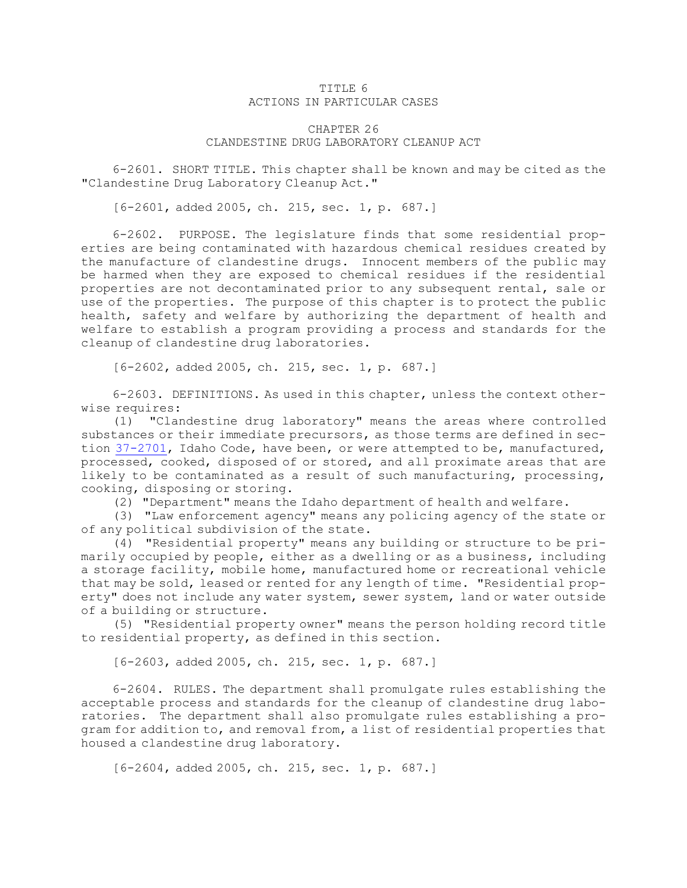# TITLE 6
## ACTIONS IN PARTICULAR CASES

## CHAPTER 26
### CLANDESTINE DRUG LABORATORY CLEANUP ACT

6-2601. SHORT TITLE. This chapter shall be known and may be cited as the "Clandestine Drug Laboratory Cleanup Act."

[6-2601, added 2005, ch. 215, sec. 1, p. 687.]

6-2602. PURPOSE. The legislature finds that some residential properties are being contaminated with hazardous chemical residues created by the manufacture of clandestine drugs. Innocent members of the public may be harmed when they are exposed to chemical residues if the residential properties are not decontaminated prior to any subsequent rental, sale or use of the properties. The purpose of this chapter is to protect the public health, safety and welfare by authorizing the department of health and welfare to establish a program providing a process and standards for the cleanup of clandestine drug laboratories.

[6-2602, added 2005, ch. 215, sec. 1, p. 687.]

6-2603. DEFINITIONS. As used in this chapter, unless the context otherwise requires:

(1) "Clandestine drug laboratory" means the areas where controlled substances or their immediate precursors, as those terms are defined in section 37-2701, Idaho Code, have been, or were attempted to be, manufactured, processed, cooked, disposed of or stored, and all proximate areas that are likely to be contaminated as a result of such manufacturing, processing, cooking, disposing or storing.

(2) "Department" means the Idaho department of health and welfare.

(3) "Law enforcement agency" means any policing agency of the state or of any political subdivision of the state.

(4) "Residential property" means any building or structure to be primarily occupied by people, either as a dwelling or as a business, including a storage facility, mobile home, manufactured home or recreational vehicle that may be sold, leased or rented for any length of time. "Residential property" does not include any water system, sewer system, land or water outside of a building or structure.

(5) "Residential property owner" means the person holding record title to residential property, as defined in this section.

[6-2603, added 2005, ch. 215, sec. 1, p. 687.]

6-2604. RULES. The department shall promulgate rules establishing the acceptable process and standards for the cleanup of clandestine drug laboratories. The department shall also promulgate rules establishing a program for addition to, and removal from, a list of residential properties that housed a clandestine drug laboratory.

[6-2604, added 2005, ch. 215, sec. 1, p. 687.]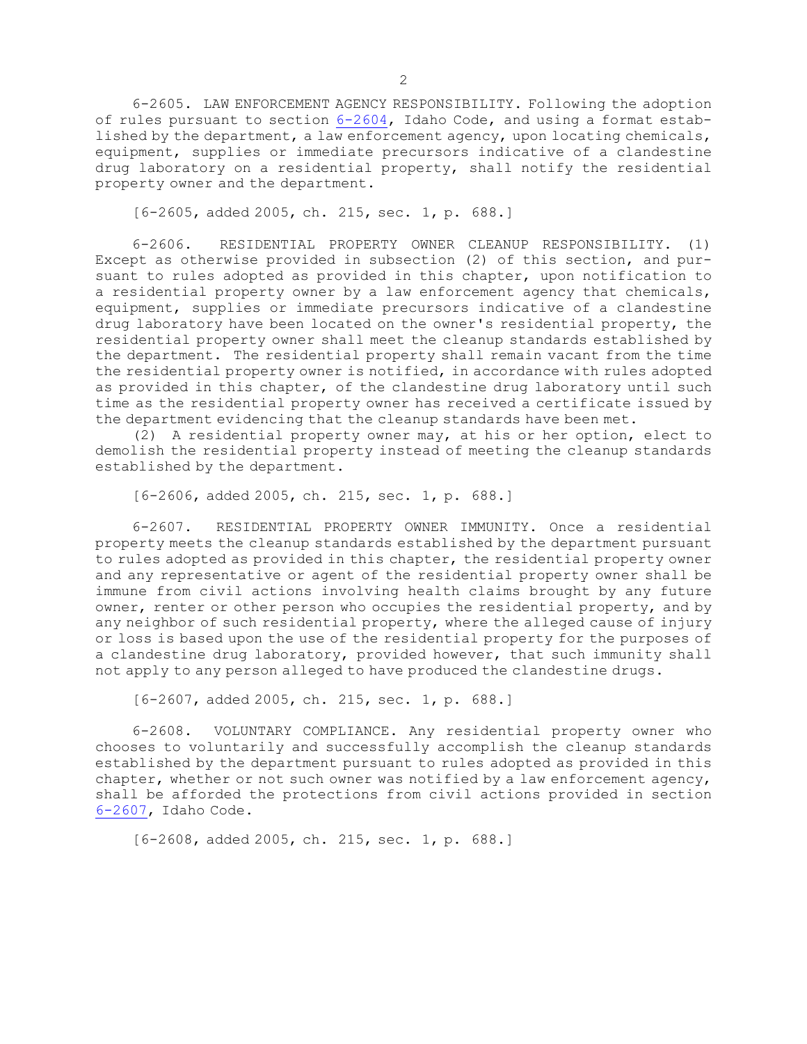6-2605. LAW ENFORCEMENT AGENCY RESPONSIBILITY. Following the adoption of rules pursuant to section 6-2604, Idaho Code, and using a format established by the department, a law enforcement agency, upon locating chemicals, equipment, supplies or immediate precursors indicative of a clandestine drug laboratory on a residential property, shall notify the residential property owner and the department.

[6-2605, added 2005, ch. 215, sec. 1, p. 688.]

6-2606. RESIDENTIAL PROPERTY OWNER CLEANUP RESPONSIBILITY. (1) Except as otherwise provided in subsection (2) of this section, and pursuant to rules adopted as provided in this chapter, upon notification to a residential property owner by a law enforcement agency that chemicals, equipment, supplies or immediate precursors indicative of a clandestine drug laboratory have been located on the owner's residential property, the residential property owner shall meet the cleanup standards established by the department. The residential property shall remain vacant from the time the residential property owner is notified, in accordance with rules adopted as provided in this chapter, of the clandestine drug laboratory until such time as the residential property owner has received a certificate issued by the department evidencing that the cleanup standards have been met.

(2) A residential property owner may, at his or her option, elect to demolish the residential property instead of meeting the cleanup standards established by the department.

[6-2606, added 2005, ch. 215, sec. 1, p. 688.]

6-2607. RESIDENTIAL PROPERTY OWNER IMMUNITY. Once a residential property meets the cleanup standards established by the department pursuant to rules adopted as provided in this chapter, the residential property owner and any representative or agent of the residential property owner shall be immune from civil actions involving health claims brought by any future owner, renter or other person who occupies the residential property, and by any neighbor of such residential property, where the alleged cause of injury or loss is based upon the use of the residential property for the purposes of a clandestine drug laboratory, provided however, that such immunity shall not apply to any person alleged to have produced the clandestine drugs.

[6-2607, added 2005, ch. 215, sec. 1, p. 688.]

6-2608. VOLUNTARY COMPLIANCE. Any residential property owner who chooses to voluntarily and successfully accomplish the cleanup standards established by the department pursuant to rules adopted as provided in this chapter, whether or not such owner was notified by a law enforcement agency, shall be afforded the protections from civil actions provided in section 6-2607, Idaho Code.

[6-2608, added 2005, ch. 215, sec. 1, p. 688.]